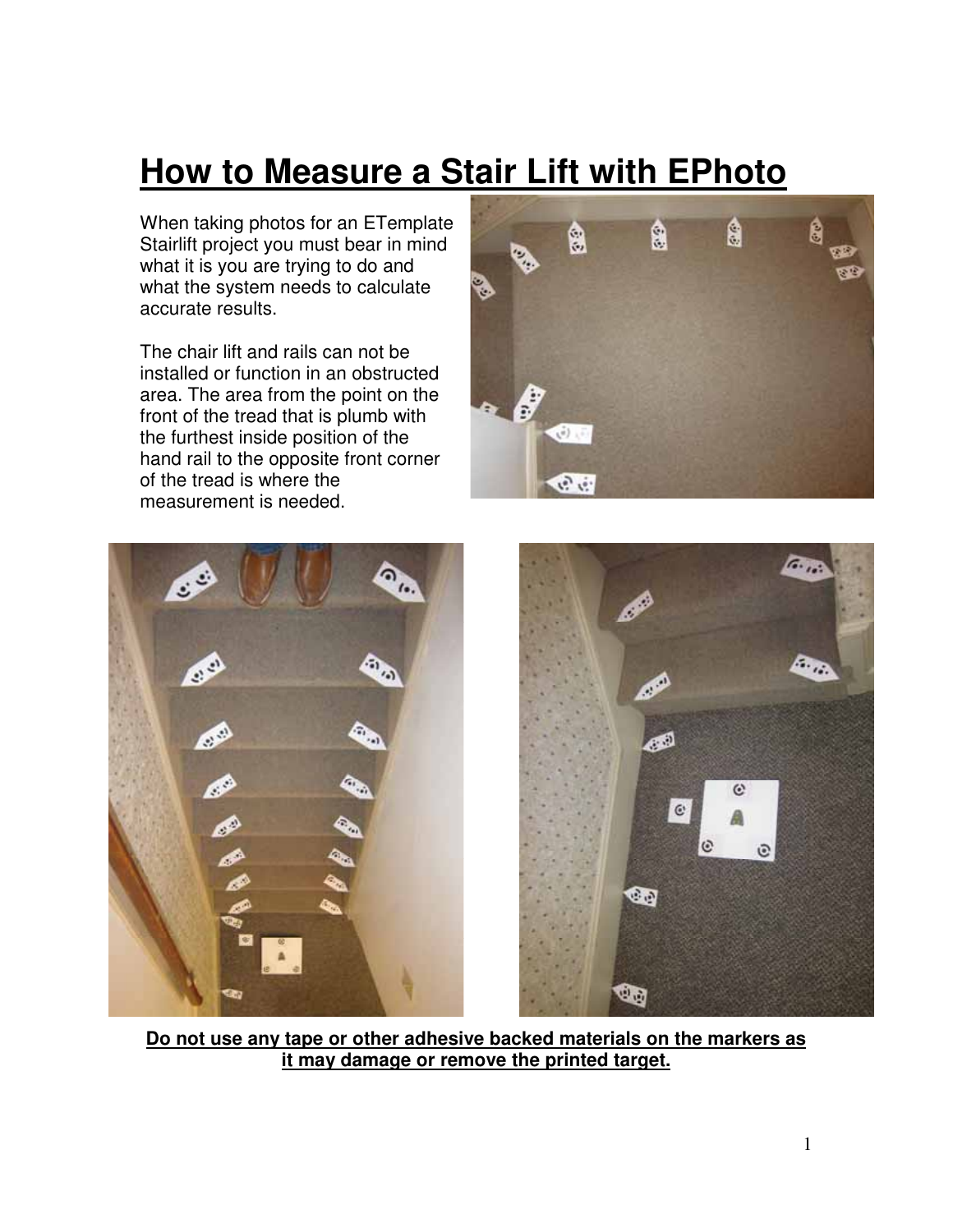# How to Measure a Stair Lift with EPhoto

When taking photos for an ETemplate Stairlift project you must bear in mind what it is you are trying to do and what the system needs to calculate accurate results.

The chair lift and rails can not be installed or function in an obstructed area. The area from the point on the front of the tread that is plumb with the furthest inside position of the hand rail to the opposite front corner of the tread is where the measurement is needed.

**Do not use any tape or other adhesive backed materials on the markers as it may damage or remove the printed target.**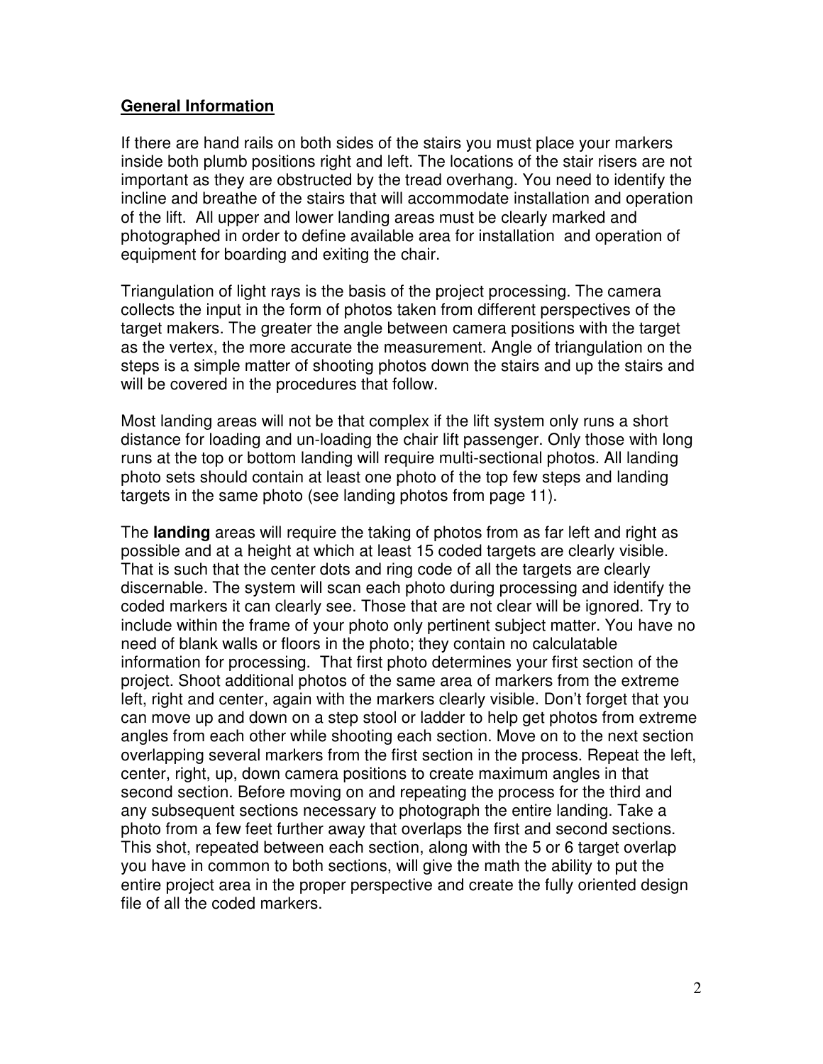## **General Information**

If there are hand rails on both sides of the stairs you must place your markers inside both plumb positions right and left. The locations of the stair risers are not important as they are obstructed by the tread overhang. You need to identify the incline and breathe of the stairs that will accommodate installation and operation of the lift. All upper and lower landing areas must be clearly marked and photographed in order to define available area for installation and operation of equipment for boarding and exiting the chair.

Triangulation of light rays is the basis of the project processing. The camera collects the input in the form of photos taken from different perspectives of the target makers. The greater the angle between camera positions with the target as the vertex, the more accurate the measurement. Angle of triangulation on the steps is a simple matter of shooting photos down the stairs and up the stairs and will be covered in the procedures that follow.

Most landing areas will not be that complex if the lift system only runs a short distance for loading and un-loading the chair lift passenger. Only those with long runs at the top or bottom landing will require multi-sectional photos. All landing photo sets should contain at least one photo of the top few steps and landing targets in the same photo (see landing photos from page 11).

The **landing** areas will require the taking of photos from as far left and right as possible and at a height at which at least 15 coded targets are clearly visible. That is such that the center dots and ring code of all the targets are clearly discernable. The system will scan each photo during processing and identify the coded markers it can clearly see. Those that are not clear will be ignored. Try to include within the frame of your photo only pertinent subject matter. You have no need of blank walls or floors in the photo; they contain no calculatable information for processing. That first photo determines your first section of the project. Shoot additional photos of the same area of markers from the extreme left, right and center, again with the markers clearly visible. Don't forget that you can move up and down on a step stool or ladder to help get photos from extreme angles from each other while shooting each section. Move on to the next section overlapping several markers from the first section in the process. Repeat the left, center, right, up, down camera positions to create maximum angles in that second section. Before moving on and repeating the process for the third and any subsequent sections necessary to photograph the entire landing. Take a photo from a few feet further away that overlaps the first and second sections. This shot, repeated between each section, along with the 5 or 6 target overlap you have in common to both sections, will give the math the ability to put the entire project area in the proper perspective and create the fully oriented design file of all the coded markers.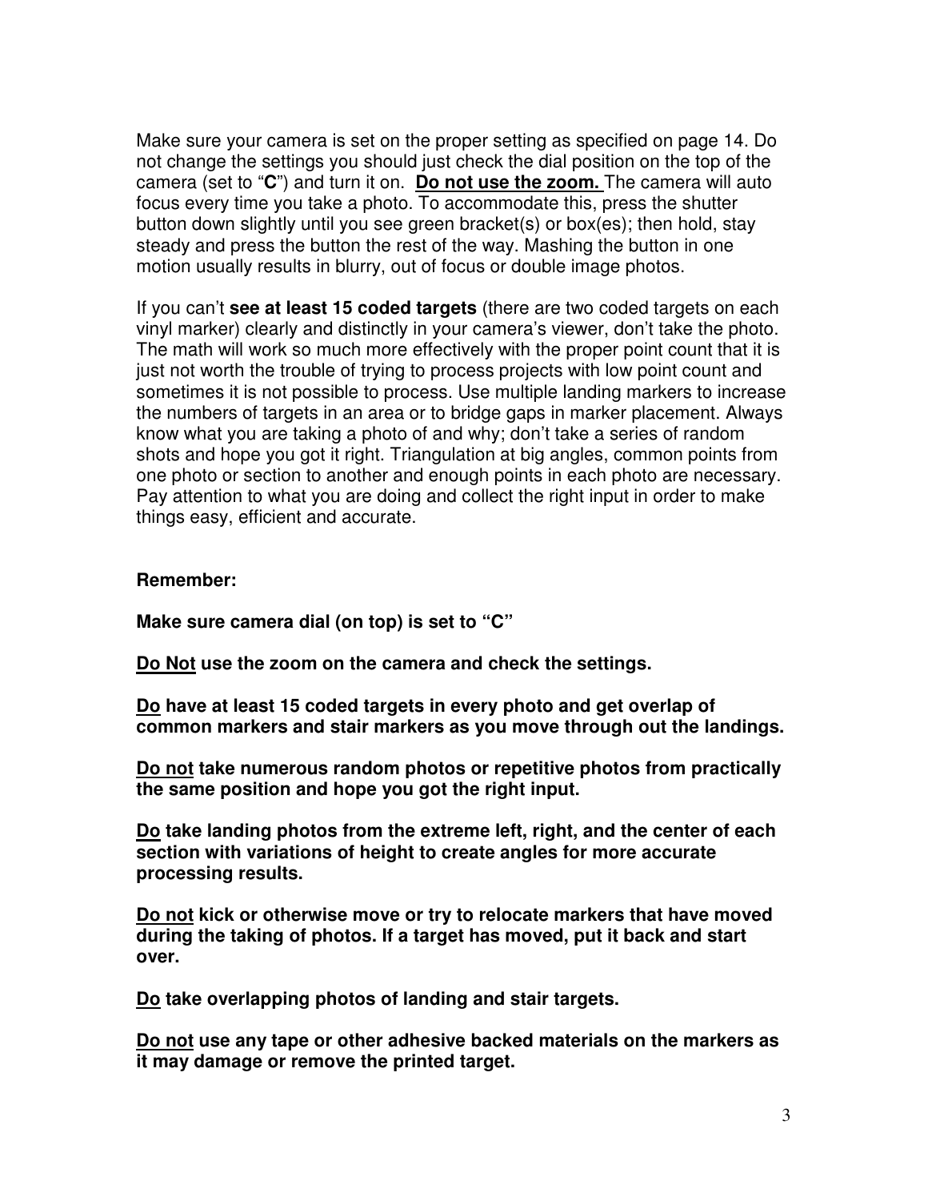Make sure your camera is set on the proper setting as specified on page 14. Do not change the settings you should just check the dial position on the top of the camera (set to "**C**") and turn it on. **<u>Do not use the zoom.</u>** The camera will auto focus every time you take a photo. To accommodate this, press the shutter button down slightly until you see green bracket(s) or box(es); then hold, stay steady and press the button the rest of the way. Mashing the button in one motion usually results in blurry, out of focus or double image photos.

If you can't **see at least 15 coded targets** (there are two coded targets on each vinyl marker) clearly and distinctly in your camera's viewer, don't take the photo. The math will work so much more effectively with the proper point count that it is just not worth the trouble of trying to process projects with low point count and sometimes it is not possible to process. Use multiple landing markers to increase the numbers of targets in an area or to bridge gaps in marker placement. Always know what you are taking a photo of and why; don't take a series of random shots and hope you got it right. Triangulation at big angles, common points from one photo or section to another and enough points in each photo are necessary. Pay attention to what you are doing and collect the right input in order to make things easy, efficient and accurate.

**Remember:**

**Make sure camera dial (on top) is set to "C"**

**<u>Do Not</u> use the zoom on the camera and check the settings.**

**<u>Do</u> have at least 15 coded targets in every photo and get overlap of common markers and stair markers as you move through out the landings.**

**<u>Do not</u> take numerous random photos or repetitive photos from practically the same position and hope you got the right input.**

**<u>Do</u> take landing photos from the extreme left, right, and the center of each section with variations of height to create angles for more accurate processing results.**

**<u>Do not</u> kick or otherwise move or try to relocate markers that have moved during the taking of photos. If a target has moved, put it back and start over.**

**<u>Do</u> take overlapping photos of landing and stair targets.**

**<u>Do not</u> use any tape or other adhesive backed materials on the markers as it may damage or remove the printed target.**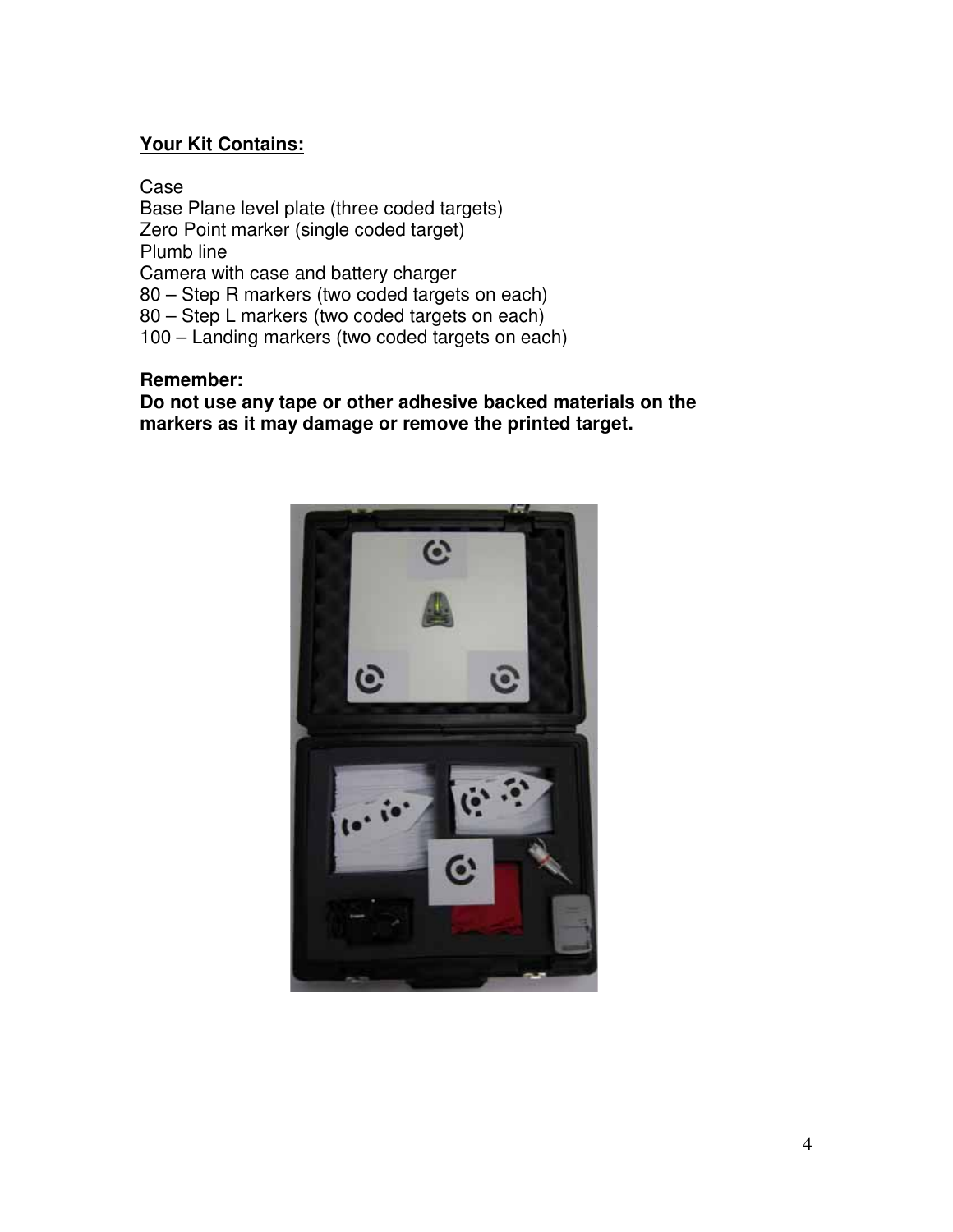**Your Kit Contains:**

Case
Base Plane level plate (three coded targets)
Zero Point marker (single coded target)
Plumb line
Camera with case and battery charger
80 – Step R markers (two coded targets on each)
80 – Step L markers (two coded targets on each)
100 – Landing markers (two coded targets on each)

**Remember:**
**Do not use any tape or other adhesive backed materials on the markers as it may damage or remove the printed target.**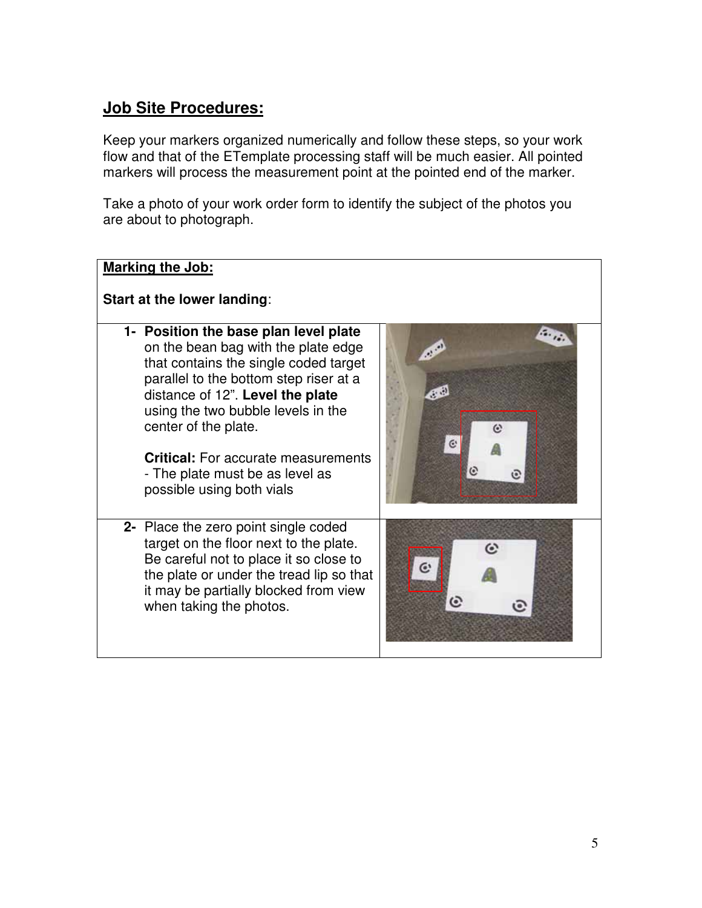## Job Site Procedures:

Keep your markers organized numerically and follow these steps, so your work flow and that of the ETemplate processing staff will be much easier. All pointed markers will process the measurement point at the pointed end of the marker.

Take a photo of your work order form to identify the subject of the photos you are about to photograph.

| Marking the Job:<br><br>**Start at the lower landing**: | |
|---|---|
| **1- Position the base plan level plate** on the bean bag with the plate edge that contains the single coded target parallel to the bottom step riser at a distance of 12". **Level the plate** using the two bubble levels in the center of the plate.<br><br>**Critical:** For accurate measurements - The plate must be as level as possible using both vials | |
| **2-** Place the zero point single coded target on the floor next to the plate. Be careful not to place it so close to the plate or under the tread lip so that it may be partially blocked from view when taking the photos. | |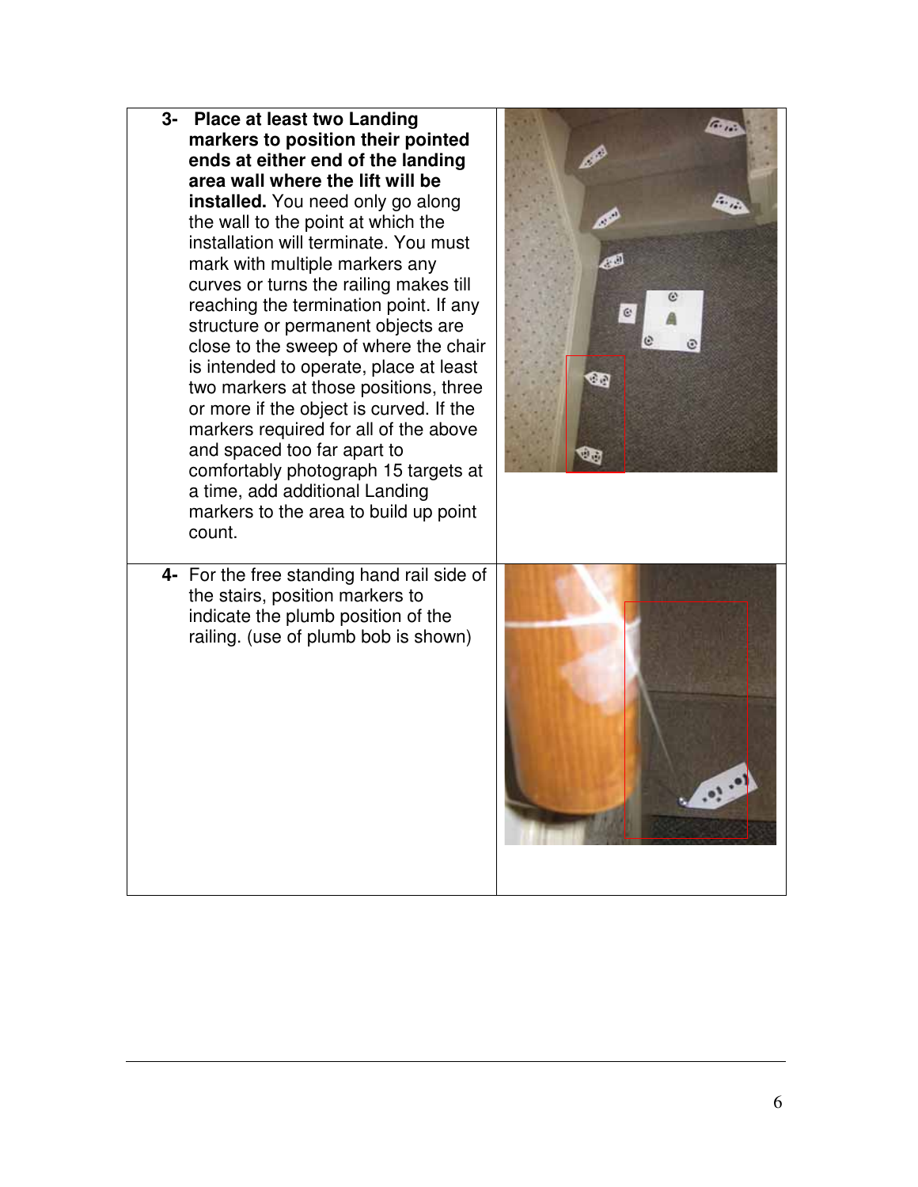3- **Place at least two Landing markers to position their pointed ends at either end of the landing area wall where the lift will be installed.** You need only go along the wall to the point at which the installation will terminate. You must mark with multiple markers any curves or turns the railing makes till reaching the termination point. If any structure or permanent objects are close to the sweep of where the chair is intended to operate, place at least two markers at those positions, three or more if the object is curved. If the markers required for all of the above and spaced too far apart to comfortably photograph 15 targets at a time, add additional Landing markers to the area to build up point count.

4- For the free standing hand rail side of the stairs, position markers to indicate the plumb position of the railing. (use of plumb bob is shown)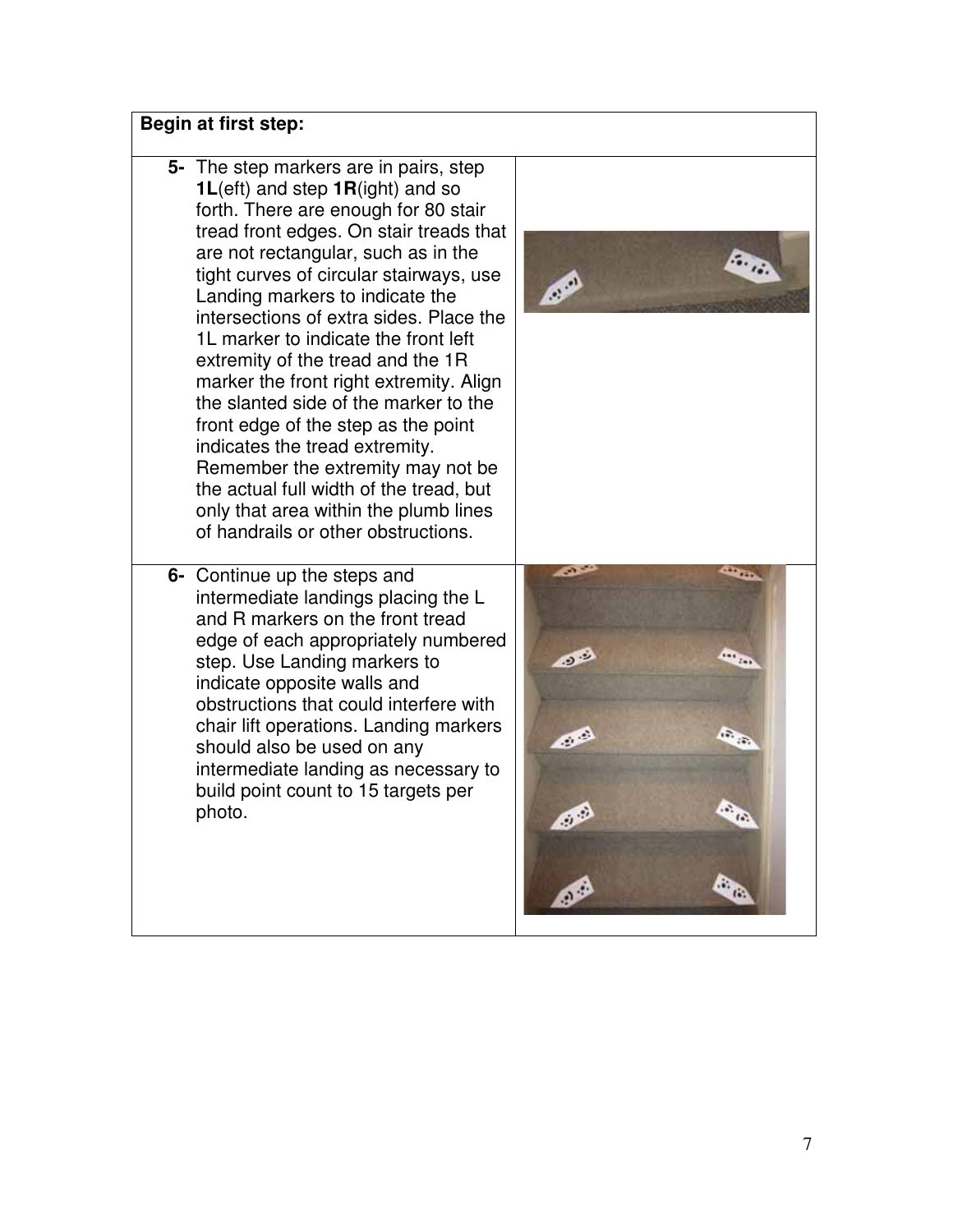**Begin at first step:**

5- The step markers are in pairs, step **1L**(eft) and step **1R**(ight) and so forth. There are enough for 80 stair tread front edges. On stair treads that are not rectangular, such as in the tight curves of circular stairways, use Landing markers to indicate the intersections of extra sides. Place the 1L marker to indicate the front left extremity of the tread and the 1R marker the front right extremity. Align the slanted side of the marker to the front edge of the step as the point indicates the tread extremity. Remember the extremity may not be the actual full width of the tread, but only that area within the plumb lines of handrails or other obstructions.

6- Continue up the steps and intermediate landings placing the L and R markers on the front tread edge of each appropriately numbered step. Use Landing markers to indicate opposite walls and obstructions that could interfere with chair lift operations. Landing markers should also be used on any intermediate landing as necessary to build point count to 15 targets per photo.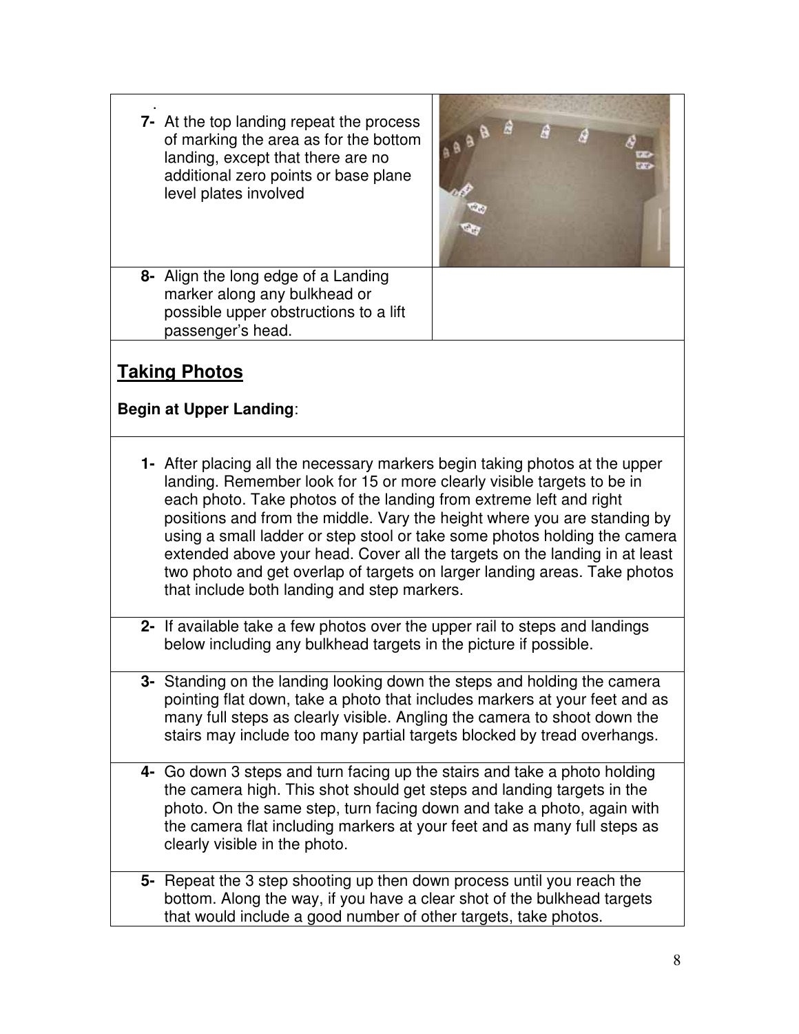.

7- At the top landing repeat the process of marking the area as for the bottom landing, except that there are no additional zero points or base plane level plates involved

8- Align the long edge of a Landing marker along any bulkhead or possible upper obstructions to a lift passenger's head.

## Taking Photos

**Begin at Upper Landing**:

1- After placing all the necessary markers begin taking photos at the upper landing. Remember look for 15 or more clearly visible targets to be in each photo. Take photos of the landing from extreme left and right positions and from the middle. Vary the height where you are standing by using a small ladder or step stool or take some photos holding the camera extended above your head. Cover all the targets on the landing in at least two photo and get overlap of targets on larger landing areas. Take photos that include both landing and step markers.

2- If available take a few photos over the upper rail to steps and landings below including any bulkhead targets in the picture if possible.

3- Standing on the landing looking down the steps and holding the camera pointing flat down, take a photo that includes markers at your feet and as many full steps as clearly visible. Angling the camera to shoot down the stairs may include too many partial targets blocked by tread overhangs.

4- Go down 3 steps and turn facing up the stairs and take a photo holding the camera high. This shot should get steps and landing targets in the photo. On the same step, turn facing down and take a photo, again with the camera flat including markers at your feet and as many full steps as clearly visible in the photo.

5- Repeat the 3 step shooting up then down process until you reach the bottom. Along the way, if you have a clear shot of the bulkhead targets that would include a good number of other targets, take photos.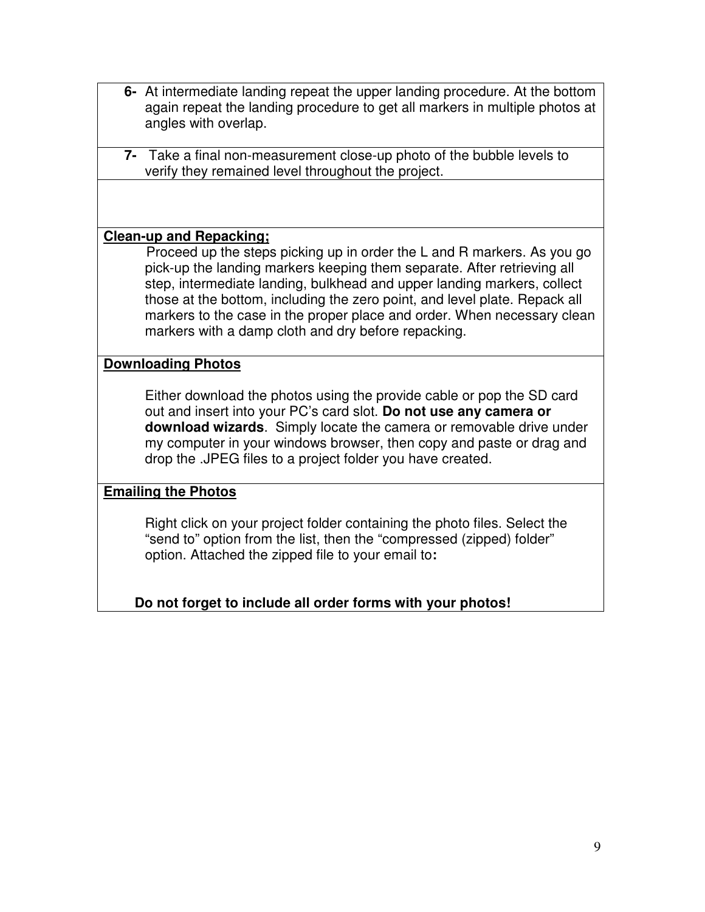6- At intermediate landing repeat the upper landing procedure. At the bottom again repeat the landing procedure to get all markers in multiple photos at angles with overlap.

7- Take a final non-measurement close-up photo of the bubble levels to verify they remained level throughout the project.

**Clean-up and Repacking;**

Proceed up the steps picking up in order the L and R markers. As you go pick-up the landing markers keeping them separate. After retrieving all step, intermediate landing, bulkhead and upper landing markers, collect those at the bottom, including the zero point, and level plate. Repack all markers to the case in the proper place and order. When necessary clean markers with a damp cloth and dry before repacking.

**Downloading Photos**

Either download the photos using the provide cable or pop the SD card out and insert into your PC's card slot. **Do not use any camera or download wizards**. Simply locate the camera or removable drive under my computer in your windows browser, then copy and paste or drag and drop the .JPEG files to a project folder you have created.

**Emailing the Photos**

Right click on your project folder containing the photo files. Select the "send to" option from the list, then the "compressed (zipped) folder" option. Attached the zipped file to your email to**:**

**Do not forget to include all order forms with your photos!**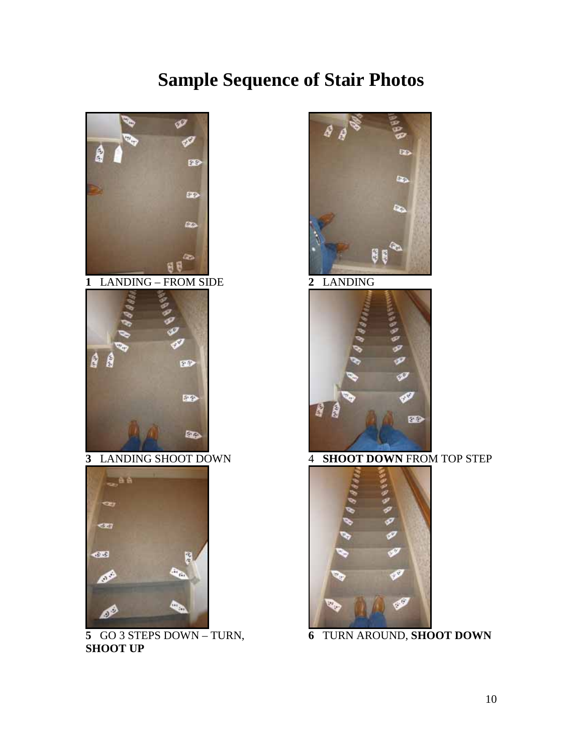# Sample Sequence of Stair Photos

**1** LANDING – FROM SIDE

**2** LANDING

**3** LANDING SHOOT DOWN

4 **SHOOT DOWN** FROM TOP STEP

**5** GO 3 STEPS DOWN – TURN, **SHOOT UP**

**6** TURN AROUND, **SHOOT DOWN**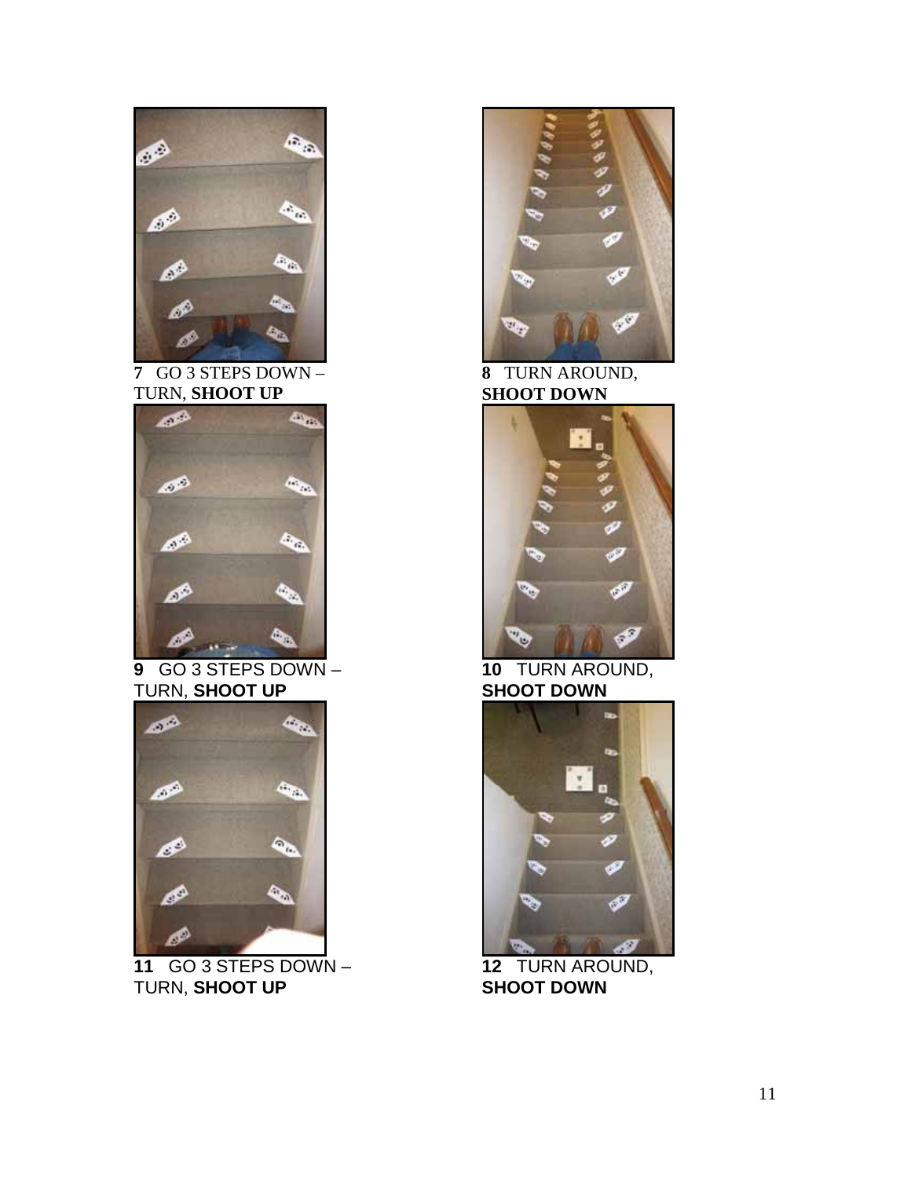**7** GO 3 STEPS DOWN – TURN, **SHOOT UP**

**8** TURN AROUND, **SHOOT DOWN**

**9** GO 3 STEPS DOWN – TURN, **SHOOT UP**

**10** TURN AROUND, **SHOOT DOWN**

**11** GO 3 STEPS DOWN – TURN, **SHOOT UP**

**12** TURN AROUND, **SHOOT DOWN**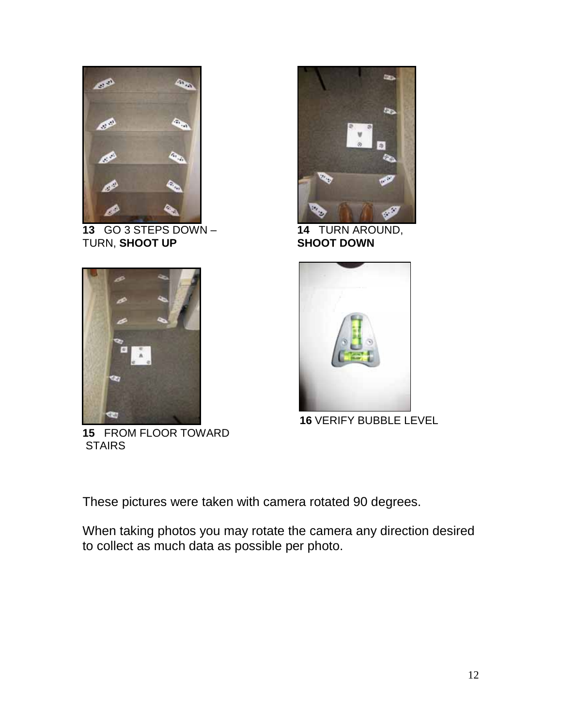**13** GO 3 STEPS DOWN – TURN, **SHOOT UP**

**14** TURN AROUND, **SHOOT DOWN**

**15** FROM FLOOR TOWARD STAIRS

**16** VERIFY BUBBLE LEVEL

These pictures were taken with camera rotated 90 degrees.

When taking photos you may rotate the camera any direction desired to collect as much data as possible per photo.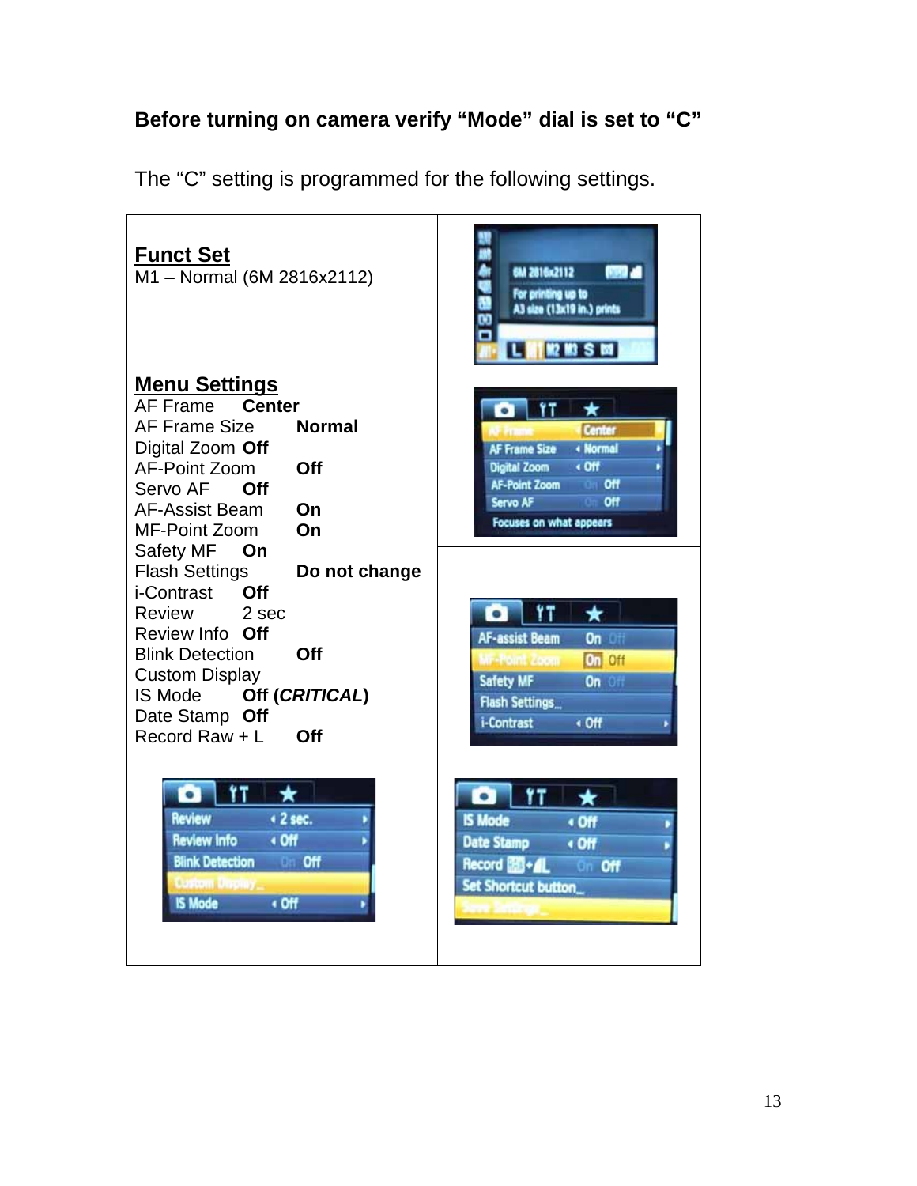**Before turning on camera verify “Mode” dial is set to “C”**

The “C” setting is programmed for the following settings.

| | |
|---|---|
| **<u>Funct Set</u>**<br>M1 – Normal (6M 2816x2112) | |
| **<u>Menu Settings</u>**<br>AF Frame **Center**<br>AF Frame Size **Normal**<br>Digital Zoom **Off**<br>AF-Point Zoom **Off**<br>Servo AF **Off**<br>AF-Assist Beam **On**<br>MF-Point Zoom **On**<br>Safety MF **On**<br>Flash Settings **Do not change**<br>i-Contrast **Off**<br>Review 2 sec<br>Review Info **Off**<br>Blink Detection **Off**<br>Custom Display<br>IS Mode **Off (*CRITICAL*)**<br>Date Stamp **Off**<br>Record Raw + L **Off** | |
| | |